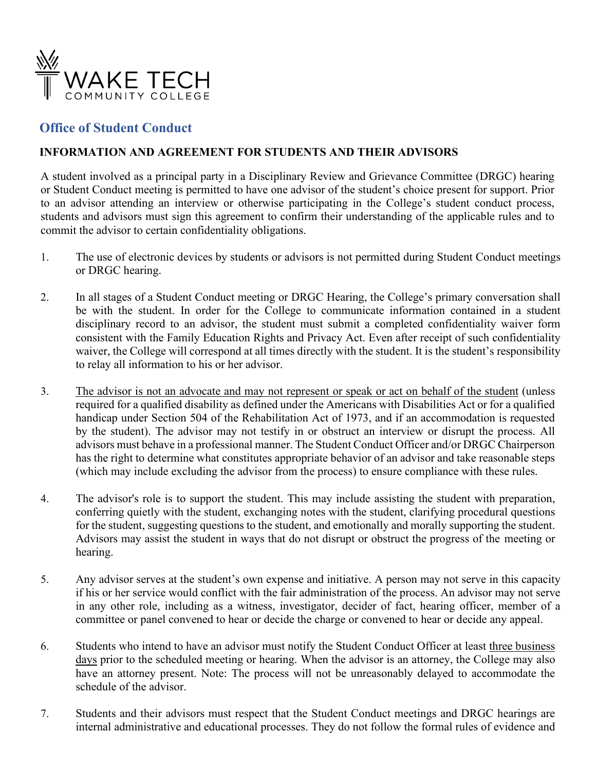WAKE TECH COMMUNITY COLLEGE

## Office of Student Conduct

### INFORMATION AND AGREEMENT FOR STUDENTS AND THEIR ADVISORS

A student involved as a principal party in a Disciplinary Review and Grievance Committee (DRGC) hearing or Student Conduct meeting is permitted to have one advisor of the student's choice present for support. Prior to an advisor attending an interview or otherwise participating in the College's student conduct process, students and advisors must sign this agreement to confirm their understanding of the applicable rules and to commit the advisor to certain confidentiality obligations.

1. The use of electronic devices by students or advisors is not permitted during Student Conduct meetings or DRGC hearing.

2. In all stages of a Student Conduct meeting or DRGC Hearing, the College's primary conversation shall be with the student. In order for the College to communicate information contained in a student disciplinary record to an advisor, the student must submit a completed confidentiality waiver form consistent with the Family Education Rights and Privacy Act. Even after receipt of such confidentiality waiver, the College will correspond at all times directly with the student. It is the student's responsibility to relay all information to his or her advisor.

3. <u>The advisor is not an advocate and may not represent or speak or act on behalf of the student</u> (unless required for a qualified disability as defined under the Americans with Disabilities Act or for a qualified handicap under Section 504 of the Rehabilitation Act of 1973, and if an accommodation is requested by the student). The advisor may not testify in or obstruct an interview or disrupt the process. All advisors must behave in a professional manner. The Student Conduct Officer and/or DRGC Chairperson has the right to determine what constitutes appropriate behavior of an advisor and take reasonable steps (which may include excluding the advisor from the process) to ensure compliance with these rules.

4. The advisor's role is to support the student. This may include assisting the student with preparation, conferring quietly with the student, exchanging notes with the student, clarifying procedural questions for the student, suggesting questions to the student, and emotionally and morally supporting the student. Advisors may assist the student in ways that do not disrupt or obstruct the progress of the meeting or hearing.

5. Any advisor serves at the student's own expense and initiative. A person may not serve in this capacity if his or her service would conflict with the fair administration of the process. An advisor may not serve in any other role, including as a witness, investigator, decider of fact, hearing officer, member of a committee or panel convened to hear or decide the charge or convened to hear or decide any appeal.

6. Students who intend to have an advisor must notify the Student Conduct Officer at least <u>three business days</u> prior to the scheduled meeting or hearing. When the advisor is an attorney, the College may also have an attorney present. Note: The process will not be unreasonably delayed to accommodate the schedule of the advisor.

7. Students and their advisors must respect that the Student Conduct meetings and DRGC hearings are internal administrative and educational processes. They do not follow the formal rules of evidence and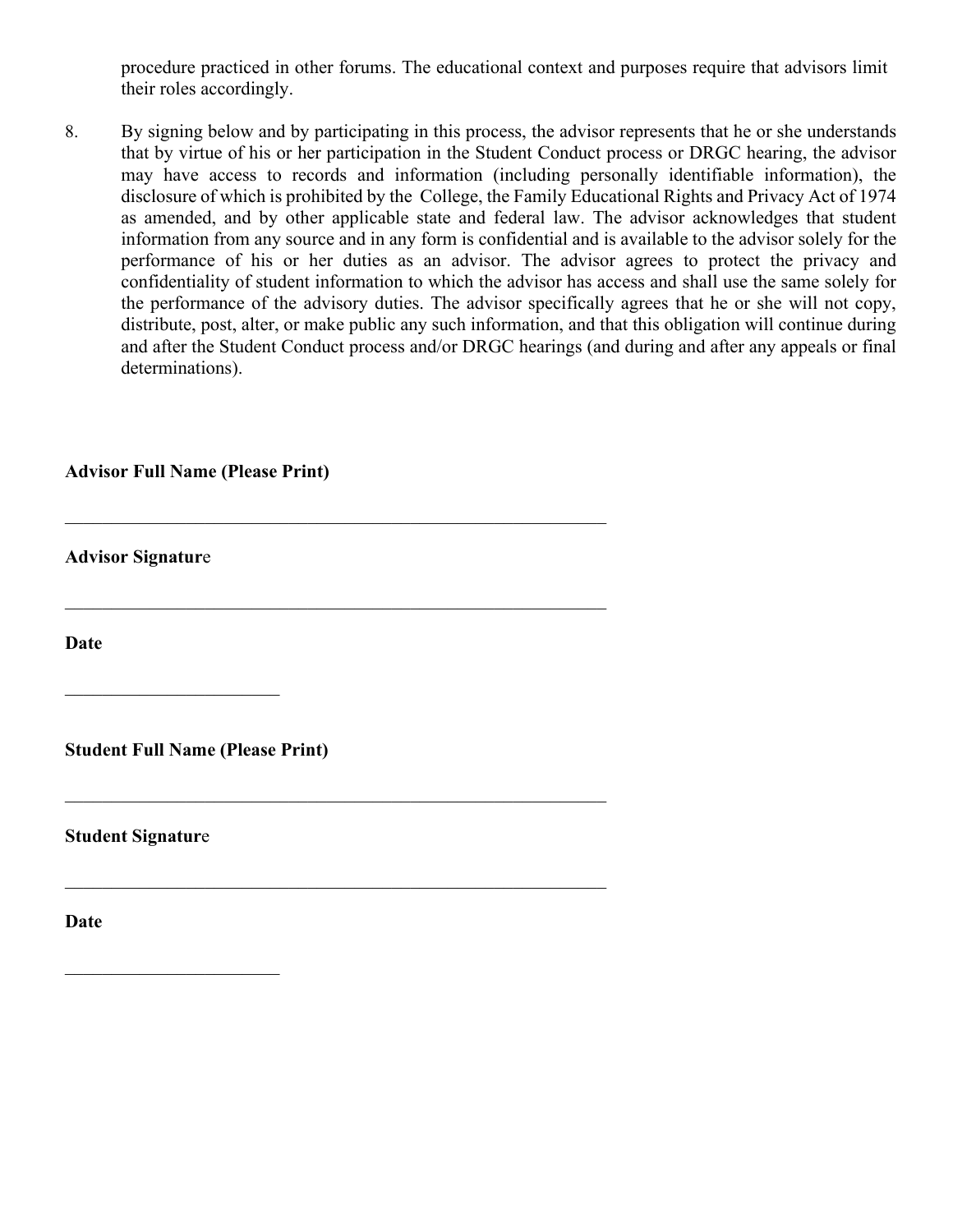procedure practiced in other forums. The educational context and purposes require that advisors limit their roles accordingly.

8. By signing below and by participating in this process, the advisor represents that he or she understands that by virtue of his or her participation in the Student Conduct process or DRGC hearing, the advisor may have access to records and information (including personally identifiable information), the disclosure of which is prohibited by the College, the Family Educational Rights and Privacy Act of 1974 as amended, and by other applicable state and federal law. The advisor acknowledges that student information from any source and in any form is confidential and is available to the advisor solely for the performance of his or her duties as an advisor. The advisor agrees to protect the privacy and confidentiality of student information to which the advisor has access and shall use the same solely for the performance of the advisory duties. The advisor specifically agrees that he or she will not copy, distribute, post, alter, or make public any such information, and that this obligation will continue during and after the Student Conduct process and/or DRGC hearings (and during and after any appeals or final determinations).

**Advisor Full Name (Please Print)**

\_\_\_\_\_\_\_\_\_\_\_\_\_\_\_\_\_\_\_\_\_\_\_\_\_\_\_\_\_\_\_\_\_\_\_\_\_\_\_\_\_\_\_\_\_\_\_\_\_\_\_\_\_\_\_\_\_\_\_\_

**Advisor Signature**

\_\_\_\_\_\_\_\_\_\_\_\_\_\_\_\_\_\_\_\_\_\_\_\_\_\_\_\_\_\_\_\_\_\_\_\_\_\_\_\_\_\_\_\_\_\_\_\_\_\_\_\_\_\_\_\_\_\_\_\_

**Date**

\_\_\_\_\_\_\_\_\_\_\_\_\_\_\_\_\_\_\_\_\_\_\_\_

**Student Full Name (Please Print)**

\_\_\_\_\_\_\_\_\_\_\_\_\_\_\_\_\_\_\_\_\_\_\_\_\_\_\_\_\_\_\_\_\_\_\_\_\_\_\_\_\_\_\_\_\_\_\_\_\_\_\_\_\_\_\_\_\_\_\_\_

**Student Signature**

\_\_\_\_\_\_\_\_\_\_\_\_\_\_\_\_\_\_\_\_\_\_\_\_\_\_\_\_\_\_\_\_\_\_\_\_\_\_\_\_\_\_\_\_\_\_\_\_\_\_\_\_\_\_\_\_\_\_\_\_

**Date**

\_\_\_\_\_\_\_\_\_\_\_\_\_\_\_\_\_\_\_\_\_\_\_\_